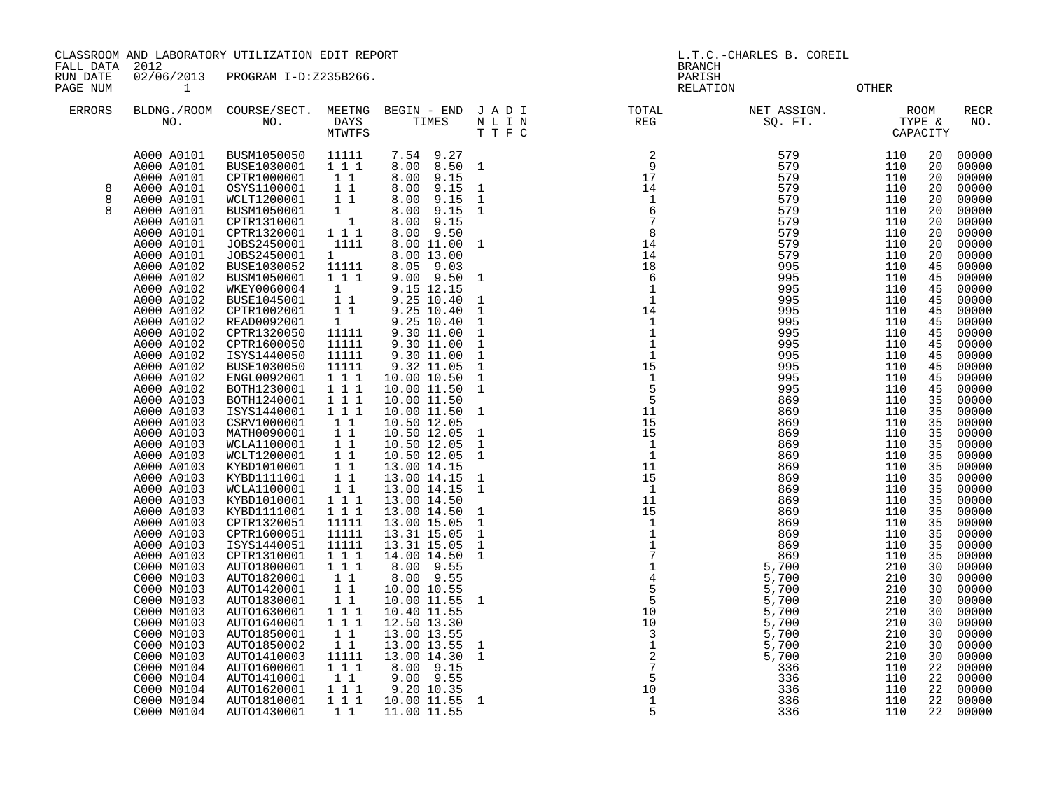CLASSROOM AND LABORATORY UTILIZATION EDIT REPORT
FALL DATA 2012
RUN DATE 02/06/2013 PROGRAM I-D:Z235B266.
PAGE NUM 1

L.T.C.-CHARLES B. COREIL
BRANCH
PARISH
RELATION OTHER

| ERRORS | BLDNG./ROOM NO. | COURSE/SECT. NO. | MEETNG DAYS MTWTFS | BEGIN - END TIMES | J A D I N L I N T T F C | TOTAL REG | NET ASSIGN. SQ. FT. | ROOM TYPE & CAPACITY | | RECR NO. |
|---|---|---|---|---|---|---|---|---|---|---|
| | A000 A0101 | BUSM1050050 | 11111 | 7.54 9.27 | | 2 | 579 | 110 | 20 | 00000 |
| | A000 A0101 | BUSE1030001 | 1 1 1 | 8.00 8.50 | 1 | 9 | 579 | 110 | 20 | 00000 |
| | A000 A0101 | CPTR1000001 | 1 1 | 8.00 9.15 | | 17 | 579 | 110 | 20 | 00000 |
| 8 | A000 A0101 | OSYS1100001 | 1 1 | 8.00 9.15 | 1 | 14 | 579 | 110 | 20 | 00000 |
| 8 | A000 A0101 | WCLT1200001 | 1 1 | 8.00 9.15 | 1 | 1 | 579 | 110 | 20 | 00000 |
| 8 | A000 A0101 | BUSM1050001 | 1 | 8.00 9.15 | 1 | 6 | 579 | 110 | 20 | 00000 |
| | A000 A0101 | CPTR1310001 | 1 | 8.00 9.15 | | 7 | 579 | 110 | 20 | 00000 |
| | A000 A0101 | CPTR1320001 | 1 1 1 | 8.00 9.50 | | 8 | 579 | 110 | 20 | 00000 |
| | A000 A0101 | JOBS2450001 | 1111 | 8.00 11.00 | 1 | 14 | 579 | 110 | 20 | 00000 |
| | A000 A0101 | JOBS2450001 | 1 | 8.00 13.00 | | 14 | 579 | 110 | 20 | 00000 |
| | A000 A0102 | BUSE1030052 | 11111 | 8.05 9.03 | | 18 | 995 | 110 | 45 | 00000 |
| | A000 A0102 | BUSM1050001 | 1 1 1 | 9.00 9.50 | 1 | 6 | 995 | 110 | 45 | 00000 |
| | A000 A0102 | WKEY0060004 | 1 | 9.15 12.15 | | 1 | 995 | 110 | 45 | 00000 |
| | A000 A0102 | BUSE1045001 | 1 1 | 9.25 10.40 | 1 | 1 | 995 | 110 | 45 | 00000 |
| | A000 A0102 | CPTR1002001 | 1 1 | 9.25 10.40 | 1 | 14 | 995 | 110 | 45 | 00000 |
| | A000 A0102 | READ0092001 | 1 | 9.25 10.40 | 1 | 1 | 995 | 110 | 45 | 00000 |
| | A000 A0102 | CPTR1320050 | 11111 | 9.30 11.00 | 1 | 1 | 995 | 110 | 45 | 00000 |
| | A000 A0102 | CPTR1600050 | 11111 | 9.30 11.00 | 1 | 1 | 995 | 110 | 45 | 00000 |
| | A000 A0102 | ISYS1440050 | 11111 | 9.30 11.00 | 1 | 1 | 995 | 110 | 45 | 00000 |
| | A000 A0102 | BUSE1030050 | 11111 | 9.32 11.05 | 1 | 15 | 995 | 110 | 45 | 00000 |
| | A000 A0102 | ENGL0092001 | 1 1 1 | 10.00 10.50 | 1 | 1 | 995 | 110 | 45 | 00000 |
| | A000 A0102 | BOTH1230001 | 1 1 1 | 10.00 11.50 | 1 | 5 | 995 | 110 | 45 | 00000 |
| | A000 A0103 | BOTH1240001 | 1 1 1 | 10.00 11.50 | | 5 | 869 | 110 | 35 | 00000 |
| | A000 A0103 | ISYS1440001 | 1 1 1 | 10.00 11.50 | 1 | 11 | 869 | 110 | 35 | 00000 |
| | A000 A0103 | CSRV1000001 | 1 1 | 10.50 12.05 | | 15 | 869 | 110 | 35 | 00000 |
| | A000 A0103 | MATH0090001 | 1 1 | 10.50 12.05 | 1 | 15 | 869 | 110 | 35 | 00000 |
| | A000 A0103 | WCLA1100001 | 1 1 | 10.50 12.05 | 1 | 1 | 869 | 110 | 35 | 00000 |
| | A000 A0103 | WCLT1200001 | 1 1 | 10.50 12.05 | 1 | 1 | 869 | 110 | 35 | 00000 |
| | A000 A0103 | KYBD1010001 | 1 1 | 13.00 14.15 | | 11 | 869 | 110 | 35 | 00000 |
| | A000 A0103 | KYBD1111001 | 1 1 | 13.00 14.15 | 1 | 15 | 869 | 110 | 35 | 00000 |
| | A000 A0103 | WCLA1100001 | 1 1 | 13.00 14.15 | 1 | 1 | 869 | 110 | 35 | 00000 |
| | A000 A0103 | KYBD1010001 | 1 1 1 | 13.00 14.50 | | 11 | 869 | 110 | 35 | 00000 |
| | A000 A0103 | KYBD1111001 | 1 1 1 | 13.00 14.50 | 1 | 15 | 869 | 110 | 35 | 00000 |
| | A000 A0103 | CPTR1320051 | 11111 | 13.00 15.05 | 1 | 1 | 869 | 110 | 35 | 00000 |
| | A000 A0103 | CPTR1600051 | 11111 | 13.31 15.05 | 1 | 1 | 869 | 110 | 35 | 00000 |
| | A000 A0103 | ISYS1440051 | 11111 | 13.31 15.05 | 1 | 1 | 869 | 110 | 35 | 00000 |
| | A000 A0103 | CPTR1310001 | 1 1 1 | 14.00 14.50 | 1 | 7 | 869 | 110 | 35 | 00000 |
| | C000 M0103 | AUTO1800001 | 1 1 1 | 8.00 9.55 | | 1 | 5,700 | 210 | 30 | 00000 |
| | C000 M0103 | AUTO1820001 | 1 1 | 8.00 9.55 | | 4 | 5,700 | 210 | 30 | 00000 |
| | C000 M0103 | AUTO1420001 | 1 1 | 10.00 10.55 | | 5 | 5,700 | 210 | 30 | 00000 |
| | C000 M0103 | AUTO1830001 | 1 1 | 10.00 11.55 | 1 | 5 | 5,700 | 210 | 30 | 00000 |
| | C000 M0103 | AUTO1630001 | 1 1 1 | 10.40 11.55 | | 10 | 5,700 | 210 | 30 | 00000 |
| | C000 M0103 | AUTO1640001 | 1 1 1 | 12.50 13.30 | | 10 | 5,700 | 210 | 30 | 00000 |
| | C000 M0103 | AUTO1850001 | 1 1 | 13.00 13.55 | | 3 | 5,700 | 210 | 30 | 00000 |
| | C000 M0103 | AUTO1850002 | 1 1 | 13.00 13.55 | 1 | 1 | 5,700 | 210 | 30 | 00000 |
| | C000 M0103 | AUTO1410003 | 11111 | 13.00 14.30 | 1 | 2 | 5,700 | 210 | 30 | 00000 |
| | C000 M0104 | AUTO1600001 | 1 1 1 | 8.00 9.15 | | 7 | 336 | 110 | 22 | 00000 |
| | C000 M0104 | AUTO1410001 | 1 1 | 9.00 9.55 | | 5 | 336 | 110 | 22 | 00000 |
| | C000 M0104 | AUTO1620001 | 1 1 1 | 9.20 10.35 | | 10 | 336 | 110 | 22 | 00000 |
| | C000 M0104 | AUTO1810001 | 1 1 1 | 10.00 11.55 | 1 | 1 | 336 | 110 | 22 | 00000 |
| | C000 M0104 | AUTO1430001 | 1 1 | 11.00 11.55 | | 5 | 336 | 110 | 22 | 00000 |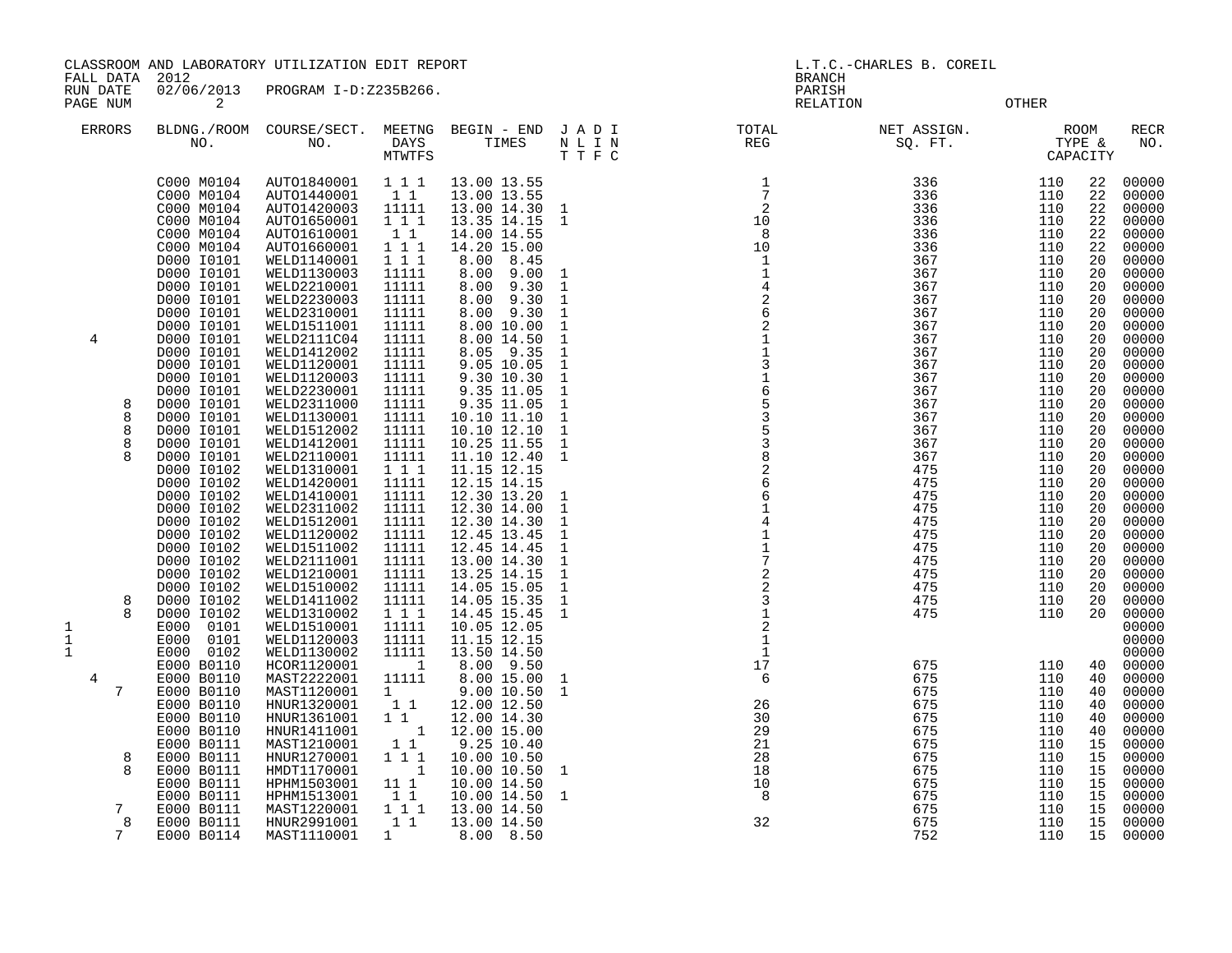CLASSROOM AND LABORATORY UTILIZATION EDIT REPORT
FALL DATA 2012
RUN DATE 02/06/2013 PROGRAM I-D:Z235B266.
PAGE NUM 2

L.T.C.-CHARLES B. COREIL
BRANCH
PARISH
RELATION OTHER

| ERRORS | BLDNG./ROOM NO. | COURSE/SECT. NO. | MEETNG DAYS MTWTFS | BEGIN - END TIMES | J A D I N L I N T T F C | TOTAL REG | NET ASSIGN. SQ. FT. | ROOM TYPE & CAPACITY | | RECR NO. |
|---|---|---|---|---|---|---|---|---|---|---|
| | C000 M0104 | AUTO1840001 | 1 1 1 | 13.00 13.55 | | 1 | 336 | 110 | 22 | 00000 |
| | C000 M0104 | AUTO1440001 | 1 1 | 13.00 13.55 | | 7 | 336 | 110 | 22 | 00000 |
| | C000 M0104 | AUTO1420003 | 11111 | 13.00 14.30 | 1 | 2 | 336 | 110 | 22 | 00000 |
| | C000 M0104 | AUTO1650001 | 1 1 1 | 13.35 14.15 | 1 | 10 | 336 | 110 | 22 | 00000 |
| | C000 M0104 | AUTO1610001 | 1 1 | 14.00 14.55 | | 8 | 336 | 110 | 22 | 00000 |
| | C000 M0104 | AUTO1660001 | 1 1 1 | 14.20 15.00 | | 10 | 336 | 110 | 22 | 00000 |
| | D000 I0101 | WELD1140001 | 1 1 1 | 8.00 8.45 | | 1 | 367 | 110 | 20 | 00000 |
| | D000 I0101 | WELD1130003 | 11111 | 8.00 9.00 | 1 | 1 | 367 | 110 | 20 | 00000 |
| | D000 I0101 | WELD2210001 | 11111 | 8.00 9.30 | 1 | 4 | 367 | 110 | 20 | 00000 |
| | D000 I0101 | WELD2230003 | 11111 | 8.00 9.30 | 1 | 2 | 367 | 110 | 20 | 00000 |
| | D000 I0101 | WELD2310001 | 11111 | 8.00 9.30 | 1 | 6 | 367 | 110 | 20 | 00000 |
| | D000 I0101 | WELD1511001 | 11111 | 8.00 10.00 | 1 | 2 | 367 | 110 | 20 | 00000 |
| 4 | D000 I0101 | WELD2111C04 | 11111 | 8.00 14.50 | 1 | 1 | 367 | 110 | 20 | 00000 |
| | D000 I0101 | WELD1412002 | 11111 | 8.05 9.35 | 1 | 1 | 367 | 110 | 20 | 00000 |
| | D000 I0101 | WELD1120001 | 11111 | 9.05 10.05 | 1 | 3 | 367 | 110 | 20 | 00000 |
| | D000 I0101 | WELD1120003 | 11111 | 9.30 10.30 | 1 | 1 | 367 | 110 | 20 | 00000 |
| | D000 I0101 | WELD2230001 | 11111 | 9.35 11.05 | 1 | 6 | 367 | 110 | 20 | 00000 |
| 8 | D000 I0101 | WELD2311000 | 11111 | 9.35 11.05 | 1 | 5 | 367 | 110 | 20 | 00000 |
| 8 | D000 I0101 | WELD1130001 | 11111 | 10.10 11.10 | 1 | 3 | 367 | 110 | 20 | 00000 |
| 8 | D000 I0101 | WELD1512002 | 11111 | 10.10 12.10 | 1 | 5 | 367 | 110 | 20 | 00000 |
| 8 | D000 I0101 | WELD1412001 | 11111 | 10.25 11.55 | 1 | 3 | 367 | 110 | 20 | 00000 |
| 8 | D000 I0101 | WELD2110001 | 11111 | 11.10 12.40 | 1 | 8 | 367 | 110 | 20 | 00000 |
| | D000 I0102 | WELD1310001 | 1 1 1 | 11.15 12.15 | | 2 | 475 | 110 | 20 | 00000 |
| | D000 I0102 | WELD1420001 | 11111 | 12.15 14.15 | | 6 | 475 | 110 | 20 | 00000 |
| | D000 I0102 | WELD1410001 | 11111 | 12.30 13.20 | 1 | 6 | 475 | 110 | 20 | 00000 |
| | D000 I0102 | WELD2311002 | 11111 | 12.30 14.00 | 1 | 1 | 475 | 110 | 20 | 00000 |
| | D000 I0102 | WELD1512001 | 11111 | 12.30 14.30 | 1 | 4 | 475 | 110 | 20 | 00000 |
| | D000 I0102 | WELD1120002 | 11111 | 12.45 13.45 | 1 | 1 | 475 | 110 | 20 | 00000 |
| | D000 I0102 | WELD1511002 | 11111 | 12.45 14.45 | 1 | 1 | 475 | 110 | 20 | 00000 |
| | D000 I0102 | WELD2111001 | 11111 | 13.00 14.30 | 1 | 7 | 475 | 110 | 20 | 00000 |
| | D000 I0102 | WELD1210001 | 11111 | 13.25 14.15 | 1 | 2 | 475 | 110 | 20 | 00000 |
| | D000 I0102 | WELD1510002 | 11111 | 14.05 15.05 | 1 | 2 | 475 | 110 | 20 | 00000 |
| 8 | D000 I0102 | WELD1411002 | 11111 | 14.05 15.35 | 1 | 3 | 475 | 110 | 20 | 00000 |
| 8 | D000 I0102 | WELD1310002 | 1 1 1 | 14.45 15.45 | 1 | 1 | 475 | 110 | 20 | 00000 |
| 1 | E000 0101 | WELD1510001 | 11111 | 10.05 12.05 | | 2 | | | | 00000 |
| 1 | E000 0101 | WELD1120003 | 11111 | 11.15 12.15 | | 1 | | | | 00000 |
| 1 | E000 0102 | WELD1130002 | 11111 | 13.50 14.50 | | 1 | | | | 00000 |
| | E000 B0110 | HCOR1120001 | 1 | 8.00 9.50 | | 17 | 675 | 110 | 40 | 00000 |
| 4 | E000 B0110 | MAST2222001 | 11111 | 8.00 15.00 | 1 | 6 | 675 | 110 | 40 | 00000 |
| 7 | E000 B0110 | MAST1120001 | 1 | 9.00 10.50 | 1 | | 675 | 110 | 40 | 00000 |
| | E000 B0110 | HNUR1320001 | 1 1 | 12.00 12.50 | | 26 | 675 | 110 | 40 | 00000 |
| | E000 B0110 | HNUR1361001 | 1 1 | 12.00 14.30 | | 30 | 675 | 110 | 40 | 00000 |
| | E000 B0110 | HNUR1411001 | 1 | 12.00 15.00 | | 29 | 675 | 110 | 40 | 00000 |
| | E000 B0111 | MAST1210001 | 1 1 | 9.25 10.40 | | 21 | 675 | 110 | 15 | 00000 |
| 8 | E000 B0111 | HNUR1270001 | 1 1 1 | 10.00 10.50 | | 28 | 675 | 110 | 15 | 00000 |
| 8 | E000 B0111 | HMDT1170001 | 1 | 10.00 10.50 | 1 | 18 | 675 | 110 | 15 | 00000 |
| | E000 B0111 | HPHM1503001 | 11 1 | 10.00 14.50 | | 10 | 675 | 110 | 15 | 00000 |
| | E000 B0111 | HPHM1513001 | 1 1 | 10.00 14.50 | 1 | 8 | 675 | 110 | 15 | 00000 |
| 7 | E000 B0111 | MAST1220001 | 1 1 1 | 13.00 14.50 | | | 675 | 110 | 15 | 00000 |
| 8 | E000 B0111 | HNUR2991001 | 1 1 | 13.00 14.50 | | 32 | 675 | 110 | 15 | 00000 |
| 7 | E000 B0114 | MAST1110001 | 1 | 8.00 8.50 | | | 752 | 110 | 15 | 00000 |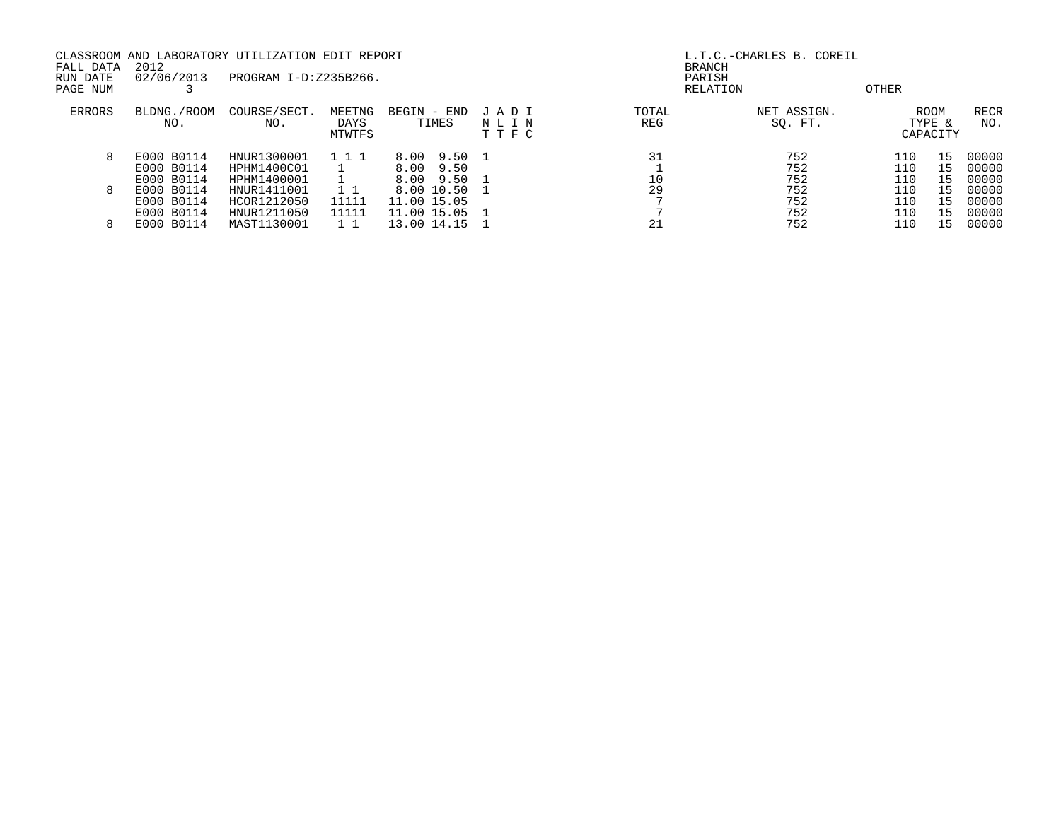CLASSROOM AND LABORATORY UTILIZATION EDIT REPORT
FALL DATA 2012
RUN DATE 02/06/2013 PROGRAM I-D:Z235B266.
PAGE NUM 3

L.T.C.-CHARLES B. COREIL
BRANCH
PARISH
RELATION OTHER

| ERRORS | BLDNG./ROOM NO. | COURSE/SECT. NO. | MEETNG DAYS MTWTFS | BEGIN - END TIMES | J A D I N L I N T T F C | TOTAL REG | NET ASSIGN. SQ. FT. | ROOM TYPE & CAPACITY | | RECR NO. |
|---|---|---|---|---|---|---|---|---|---|---|
| 8 | E000 B0114 | HNUR1300001 | 1 1 1 | 8.00 9.50 | 1 | 31 | 752 | 110 | 15 | 00000 |
| | E000 B0114 | HPHM1400C01 | 1 | 8.00 9.50 | | 1 | 752 | 110 | 15 | 00000 |
| | E000 B0114 | HPHM1400001 | 1 | 8.00 9.50 | 1 | 10 | 752 | 110 | 15 | 00000 |
| 8 | E000 B0114 | HNUR1411001 | 1 1 | 8.00 10.50 | 1 | 29 | 752 | 110 | 15 | 00000 |
| | E000 B0114 | HCOR1212050 | 11111 | 11.00 15.05 | | 7 | 752 | 110 | 15 | 00000 |
| | E000 B0114 | HNUR1211050 | 11111 | 11.00 15.05 | 1 | 7 | 752 | 110 | 15 | 00000 |
| 8 | E000 B0114 | MAST1130001 | 1 1 | 13.00 14.15 | 1 | 21 | 752 | 110 | 15 | 00000 |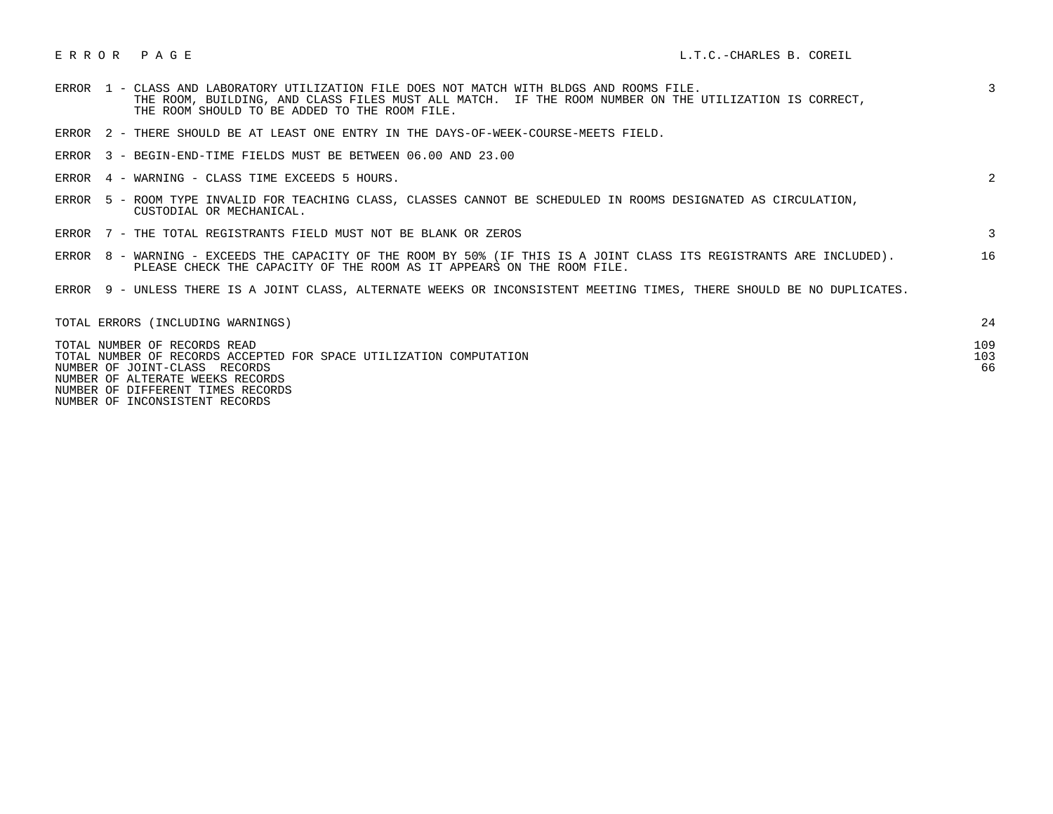# E R R O R   P A G E

L.T.C.-CHARLES B. COREIL

| Error | Description | Count |
|---|---|---|
| ERROR 1 | CLASS AND LABORATORY UTILIZATION FILE DOES NOT MATCH WITH BLDGS AND ROOMS FILE. THE ROOM, BUILDING, AND CLASS FILES MUST ALL MATCH. IF THE ROOM NUMBER ON THE UTILIZATION IS CORRECT, THE ROOM SHOULD TO BE ADDED TO THE ROOM FILE. | 3 |
| ERROR 2 | THERE SHOULD BE AT LEAST ONE ENTRY IN THE DAYS-OF-WEEK-COURSE-MEETS FIELD. | |
| ERROR 3 | BEGIN-END-TIME FIELDS MUST BE BETWEEN 06.00 AND 23.00 | |
| ERROR 4 | WARNING - CLASS TIME EXCEEDS 5 HOURS. | 2 |
| ERROR 5 | ROOM TYPE INVALID FOR TEACHING CLASS, CLASSES CANNOT BE SCHEDULED IN ROOMS DESIGNATED AS CIRCULATION, CUSTODIAL OR MECHANICAL. | |
| ERROR 7 | THE TOTAL REGISTRANTS FIELD MUST NOT BE BLANK OR ZEROS | 3 |
| ERROR 8 | WARNING - EXCEEDS THE CAPACITY OF THE ROOM BY 50% (IF THIS IS A JOINT CLASS ITS REGISTRANTS ARE INCLUDED). PLEASE CHECK THE CAPACITY OF THE ROOM AS IT APPEARS ON THE ROOM FILE. | 16 |
| ERROR 9 | UNLESS THERE IS A JOINT CLASS, ALTERNATE WEEKS OR INCONSISTENT MEETING TIMES, THERE SHOULD BE NO DUPLICATES. | |

| | |
|---|---|
| TOTAL ERRORS (INCLUDING WARNINGS) | 24 |
| TOTAL NUMBER OF RECORDS READ | 109 |
| TOTAL NUMBER OF RECORDS ACCEPTED FOR SPACE UTILIZATION COMPUTATION | 103 |
| NUMBER OF JOINT-CLASS RECORDS | 66 |
| NUMBER OF ALTERATE WEEKS RECORDS | |
| NUMBER OF DIFFERENT TIMES RECORDS | |
| NUMBER OF INCONSISTENT RECORDS | |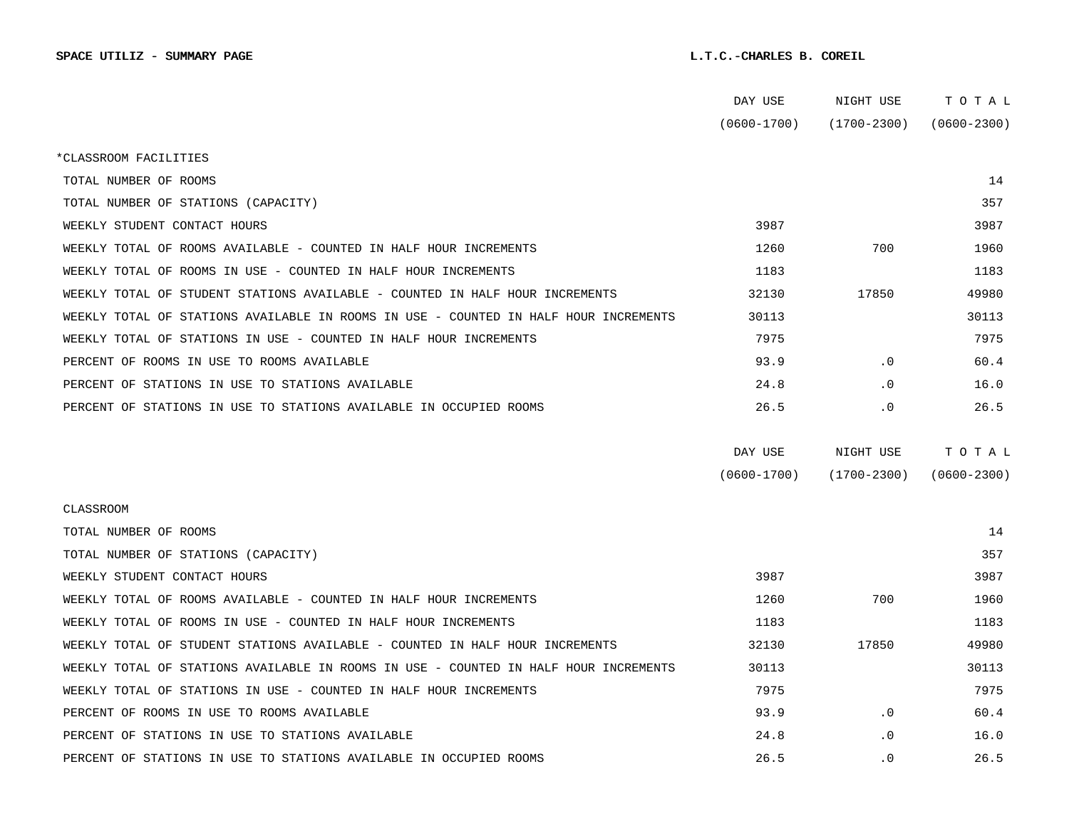**SPACE UTILIZ - SUMMARY PAGE** **L.T.C.-CHARLES B. COREIL**

| | DAY USE (0600-1700) | NIGHT USE (1700-2300) | T O T A L (0600-2300) |
|---|---|---|---|
| *CLASSROOM FACILITIES | | | |
| TOTAL NUMBER OF ROOMS | | | 14 |
| TOTAL NUMBER OF STATIONS (CAPACITY) | | | 357 |
| WEEKLY STUDENT CONTACT HOURS | 3987 | | 3987 |
| WEEKLY TOTAL OF ROOMS AVAILABLE - COUNTED IN HALF HOUR INCREMENTS | 1260 | 700 | 1960 |
| WEEKLY TOTAL OF ROOMS IN USE - COUNTED IN HALF HOUR INCREMENTS | 1183 | | 1183 |
| WEEKLY TOTAL OF STUDENT STATIONS AVAILABLE - COUNTED IN HALF HOUR INCREMENTS | 32130 | 17850 | 49980 |
| WEEKLY TOTAL OF STATIONS AVAILABLE IN ROOMS IN USE - COUNTED IN HALF HOUR INCREMENTS | 30113 | | 30113 |
| WEEKLY TOTAL OF STATIONS IN USE - COUNTED IN HALF HOUR INCREMENTS | 7975 | | 7975 |
| PERCENT OF ROOMS IN USE TO ROOMS AVAILABLE | 93.9 | .0 | 60.4 |
| PERCENT OF STATIONS IN USE TO STATIONS AVAILABLE | 24.8 | .0 | 16.0 |
| PERCENT OF STATIONS IN USE TO STATIONS AVAILABLE IN OCCUPIED ROOMS | 26.5 | .0 | 26.5 |

| | DAY USE (0600-1700) | NIGHT USE (1700-2300) | T O T A L (0600-2300) |
|---|---|---|---|
| CLASSROOM | | | |
| TOTAL NUMBER OF ROOMS | | | 14 |
| TOTAL NUMBER OF STATIONS (CAPACITY) | | | 357 |
| WEEKLY STUDENT CONTACT HOURS | 3987 | | 3987 |
| WEEKLY TOTAL OF ROOMS AVAILABLE - COUNTED IN HALF HOUR INCREMENTS | 1260 | 700 | 1960 |
| WEEKLY TOTAL OF ROOMS IN USE - COUNTED IN HALF HOUR INCREMENTS | 1183 | | 1183 |
| WEEKLY TOTAL OF STUDENT STATIONS AVAILABLE - COUNTED IN HALF HOUR INCREMENTS | 32130 | 17850 | 49980 |
| WEEKLY TOTAL OF STATIONS AVAILABLE IN ROOMS IN USE - COUNTED IN HALF HOUR INCREMENTS | 30113 | | 30113 |
| WEEKLY TOTAL OF STATIONS IN USE - COUNTED IN HALF HOUR INCREMENTS | 7975 | | 7975 |
| PERCENT OF ROOMS IN USE TO ROOMS AVAILABLE | 93.9 | .0 | 60.4 |
| PERCENT OF STATIONS IN USE TO STATIONS AVAILABLE | 24.8 | .0 | 16.0 |
| PERCENT OF STATIONS IN USE TO STATIONS AVAILABLE IN OCCUPIED ROOMS | 26.5 | .0 | 26.5 |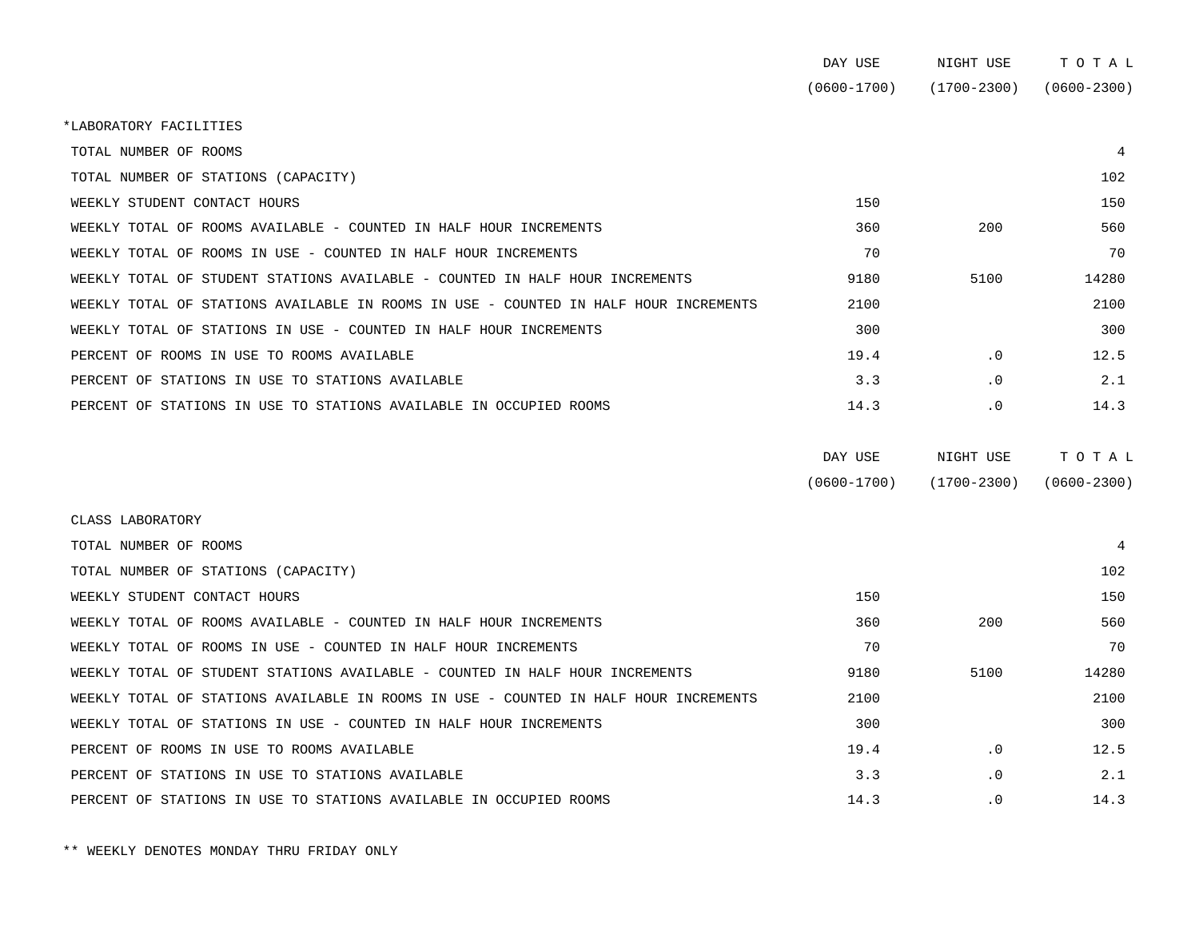| | DAY USE (0600-1700) | NIGHT USE (1700-2300) | T O T A L (0600-2300) |
|---|---|---|---|
| *LABORATORY FACILITIES | | | |
| TOTAL NUMBER OF ROOMS | | | 4 |
| TOTAL NUMBER OF STATIONS (CAPACITY) | | | 102 |
| WEEKLY STUDENT CONTACT HOURS | 150 | | 150 |
| WEEKLY TOTAL OF ROOMS AVAILABLE - COUNTED IN HALF HOUR INCREMENTS | 360 | 200 | 560 |
| WEEKLY TOTAL OF ROOMS IN USE - COUNTED IN HALF HOUR INCREMENTS | 70 | | 70 |
| WEEKLY TOTAL OF STUDENT STATIONS AVAILABLE - COUNTED IN HALF HOUR INCREMENTS | 9180 | 5100 | 14280 |
| WEEKLY TOTAL OF STATIONS AVAILABLE IN ROOMS IN USE - COUNTED IN HALF HOUR INCREMENTS | 2100 | | 2100 |
| WEEKLY TOTAL OF STATIONS IN USE - COUNTED IN HALF HOUR INCREMENTS | 300 | | 300 |
| PERCENT OF ROOMS IN USE TO ROOMS AVAILABLE | 19.4 | .0 | 12.5 |
| PERCENT OF STATIONS IN USE TO STATIONS AVAILABLE | 3.3 | .0 | 2.1 |
| PERCENT OF STATIONS IN USE TO STATIONS AVAILABLE IN OCCUPIED ROOMS | 14.3 | .0 | 14.3 |

| | DAY USE (0600-1700) | NIGHT USE (1700-2300) | T O T A L (0600-2300) |
|---|---|---|---|
| CLASS LABORATORY | | | |
| TOTAL NUMBER OF ROOMS | | | 4 |
| TOTAL NUMBER OF STATIONS (CAPACITY) | | | 102 |
| WEEKLY STUDENT CONTACT HOURS | 150 | | 150 |
| WEEKLY TOTAL OF ROOMS AVAILABLE - COUNTED IN HALF HOUR INCREMENTS | 360 | 200 | 560 |
| WEEKLY TOTAL OF ROOMS IN USE - COUNTED IN HALF HOUR INCREMENTS | 70 | | 70 |
| WEEKLY TOTAL OF STUDENT STATIONS AVAILABLE - COUNTED IN HALF HOUR INCREMENTS | 9180 | 5100 | 14280 |
| WEEKLY TOTAL OF STATIONS AVAILABLE IN ROOMS IN USE - COUNTED IN HALF HOUR INCREMENTS | 2100 | | 2100 |
| WEEKLY TOTAL OF STATIONS IN USE - COUNTED IN HALF HOUR INCREMENTS | 300 | | 300 |
| PERCENT OF ROOMS IN USE TO ROOMS AVAILABLE | 19.4 | .0 | 12.5 |
| PERCENT OF STATIONS IN USE TO STATIONS AVAILABLE | 3.3 | .0 | 2.1 |
| PERCENT OF STATIONS IN USE TO STATIONS AVAILABLE IN OCCUPIED ROOMS | 14.3 | .0 | 14.3 |

** WEEKLY DENOTES MONDAY THRU FRIDAY ONLY